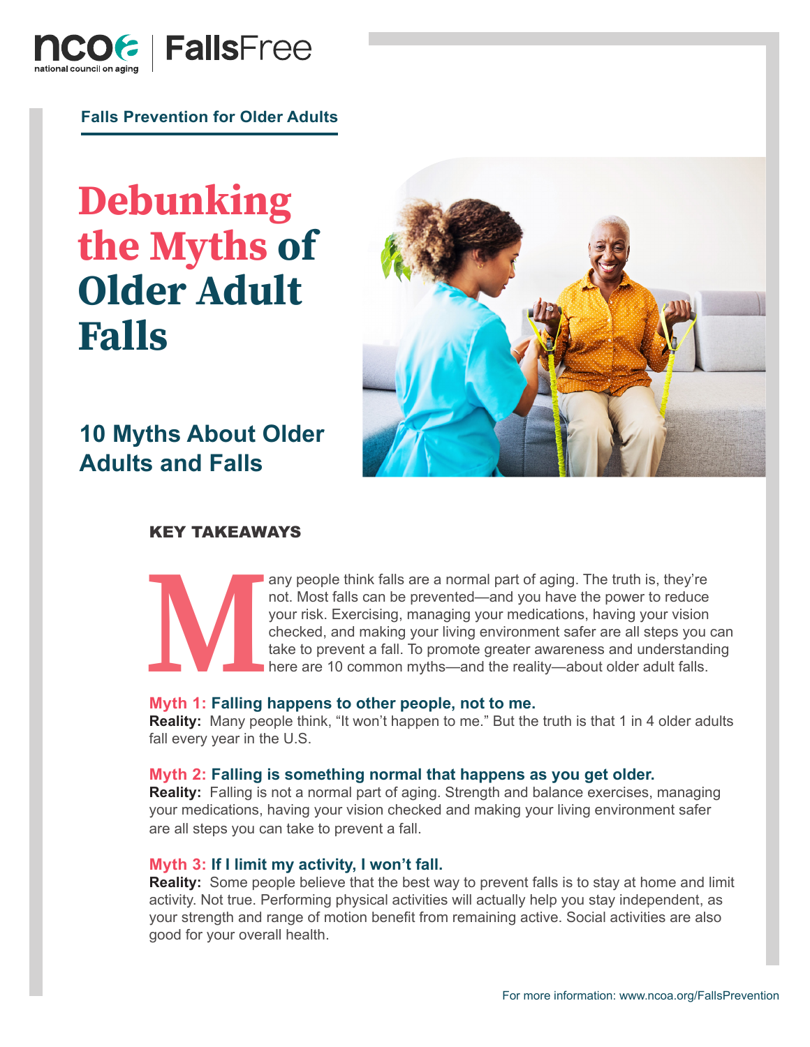Falls Prevention for Older Adults

# Debunking the Myths of Older Adult Falls

## 10 Myths About Older Adults and Falls

### KEY TAKEAWAYS

Many people think falls are a normal part of aging. The truth is, they're not. Most falls can be prevented—and you have the power to reduce your risk. Exercising, managing your medications, having your vision checked, and making your living environment safer are all steps you can take to prevent a fall. To promote greater awareness and understanding here are 10 common myths—and the reality—about older adult falls.

**Myth 1: Falling happens to other people, not to me.**
**Reality:** Many people think, "It won't happen to me." But the truth is that 1 in 4 older adults fall every year in the U.S.

**Myth 2: Falling is something normal that happens as you get older.**
**Reality:** Falling is not a normal part of aging. Strength and balance exercises, managing your medications, having your vision checked and making your living environment safer are all steps you can take to prevent a fall.

**Myth 3: If I limit my activity, I won't fall.**
**Reality:** Some people believe that the best way to prevent falls is to stay at home and limit activity. Not true. Performing physical activities will actually help you stay independent, as your strength and range of motion benefit from remaining active. Social activities are also good for your overall health.

For more information: www.ncoa.org/FallsPrevention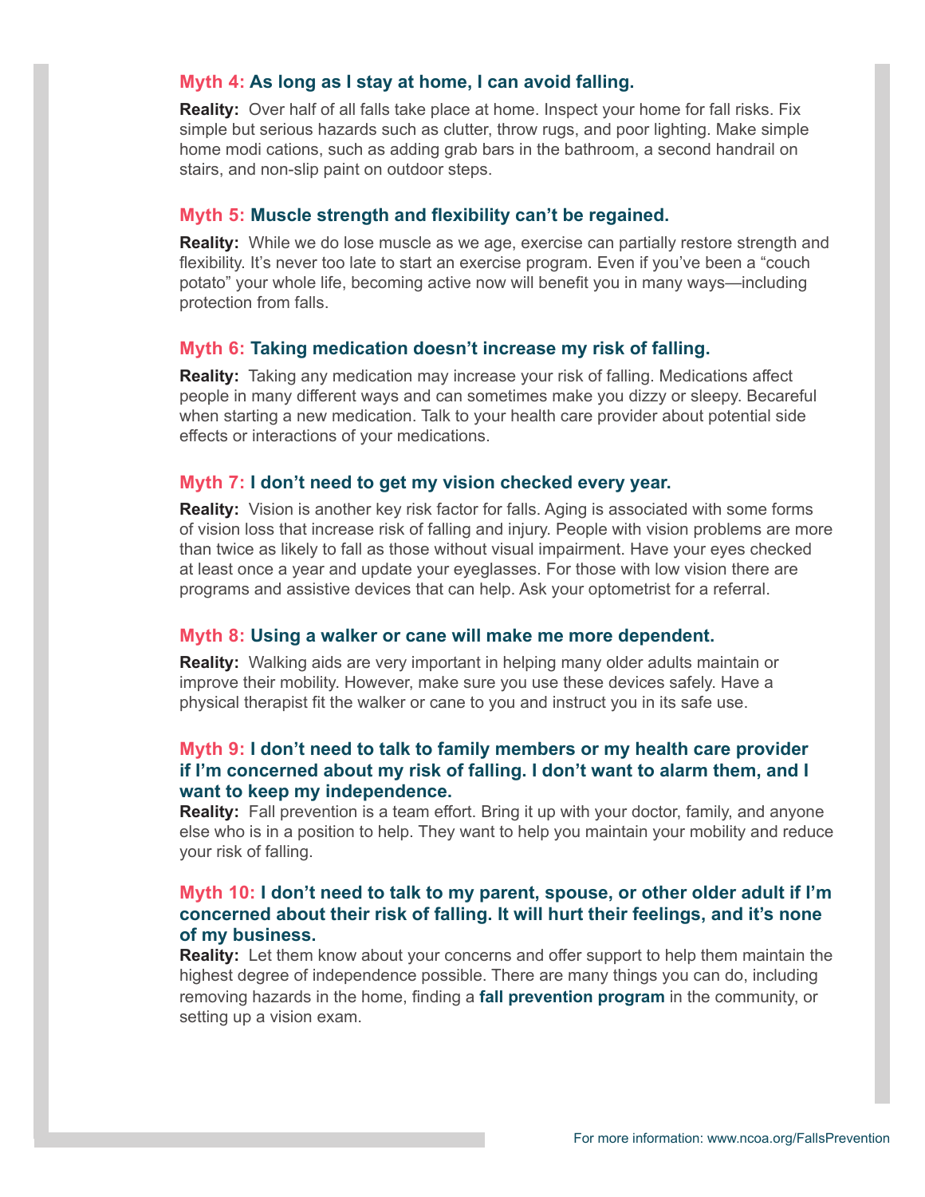### Myth 4: As long as I stay at home, I can avoid falling.

**Reality:** Over half of all falls take place at home. Inspect your home for fall risks. Fix simple but serious hazards such as clutter, throw rugs, and poor lighting. Make simple home modi cations, such as adding grab bars in the bathroom, a second handrail on stairs, and non-slip paint on outdoor steps.

### Myth 5: Muscle strength and flexibility can't be regained.

**Reality:** While we do lose muscle as we age, exercise can partially restore strength and flexibility. It's never too late to start an exercise program. Even if you've been a "couch potato" your whole life, becoming active now will benefit you in many ways—including protection from falls.

### Myth 6: Taking medication doesn't increase my risk of falling.

**Reality:** Taking any medication may increase your risk of falling. Medications affect people in many different ways and can sometimes make you dizzy or sleepy. Becareful when starting a new medication. Talk to your health care provider about potential side effects or interactions of your medications.

### Myth 7: I don't need to get my vision checked every year.

**Reality:** Vision is another key risk factor for falls. Aging is associated with some forms of vision loss that increase risk of falling and injury. People with vision problems are more than twice as likely to fall as those without visual impairment. Have your eyes checked at least once a year and update your eyeglasses. For those with low vision there are programs and assistive devices that can help. Ask your optometrist for a referral.

### Myth 8: Using a walker or cane will make me more dependent.

**Reality:** Walking aids are very important in helping many older adults maintain or improve their mobility. However, make sure you use these devices safely. Have a physical therapist fit the walker or cane to you and instruct you in its safe use.

### Myth 9: I don't need to talk to family members or my health care provider if I'm concerned about my risk of falling. I don't want to alarm them, and I want to keep my independence.

**Reality:** Fall prevention is a team effort. Bring it up with your doctor, family, and anyone else who is in a position to help. They want to help you maintain your mobility and reduce your risk of falling.

### Myth 10: I don't need to talk to my parent, spouse, or other older adult if I'm concerned about their risk of falling. It will hurt their feelings, and it's none of my business.

**Reality:** Let them know about your concerns and offer support to help them maintain the highest degree of independence possible. There are many things you can do, including removing hazards in the home, finding a **fall prevention program** in the community, or setting up a vision exam.

For more information: www.ncoa.org/FallsPrevention